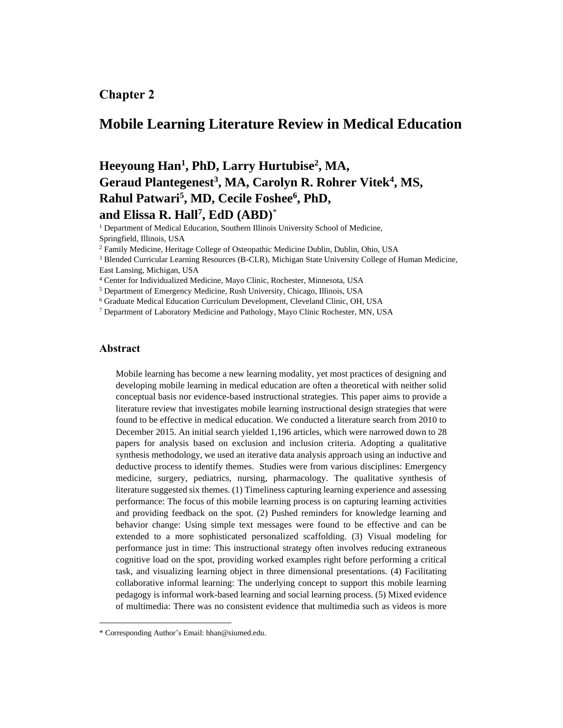## Chapter 2

# Mobile Learning Literature Review in Medical Education

### Heeyoung Han[1], PhD, Larry Hurtubise[2], MA, Geraud Plantegenest[3], MA, Carolyn R. Rohrer Vitek[4], MS, Rahul Patwari[5], MD, Cecile Foshee[6], PhD, and Elissa R. Hall[7], EdD (ABD)*

[1] Department of Medical Education, Southern Illinois University School of Medicine, Springfield, Illinois, USA
[2] Family Medicine, Heritage College of Osteopathic Medicine Dublin, Dublin, Ohio, USA
[3] Blended Curricular Learning Resources (B-CLR), Michigan State University College of Human Medicine, East Lansing, Michigan, USA
[4] Center for Individualized Medicine, Mayo Clinic, Rochester, Minnesota, USA
[5] Department of Emergency Medicine, Rush University, Chicago, Illinois, USA
[6] Graduate Medical Education Curriculum Development, Cleveland Clinic, OH, USA
[7] Department of Laboratory Medicine and Pathology, Mayo Clinic Rochester, MN, USA

### Abstract

Mobile learning has become a new learning modality, yet most practices of designing and developing mobile learning in medical education are often a theoretical with neither solid conceptual basis nor evidence-based instructional strategies. This paper aims to provide a literature review that investigates mobile learning instructional design strategies that were found to be effective in medical education. We conducted a literature search from 2010 to December 2015. An initial search yielded 1,196 articles, which were narrowed down to 28 papers for analysis based on exclusion and inclusion criteria. Adopting a qualitative synthesis methodology, we used an iterative data analysis approach using an inductive and deductive process to identify themes. Studies were from various disciplines: Emergency medicine, surgery, pediatrics, nursing, pharmacology. The qualitative synthesis of literature suggested six themes. (1) Timeliness capturing learning experience and assessing performance: The focus of this mobile learning process is on capturing learning activities and providing feedback on the spot. (2) Pushed reminders for knowledge learning and behavior change: Using simple text messages were found to be effective and can be extended to a more sophisticated personalized scaffolding. (3) Visual modeling for performance just in time: This instructional strategy often involves reducing extraneous cognitive load on the spot, providing worked examples right before performing a critical task, and visualizing learning object in three dimensional presentations. (4) Facilitating collaborative informal learning: The underlying concept to support this mobile learning pedagogy is informal work-based learning and social learning process. (5) Mixed evidence of multimedia: There was no consistent evidence that multimedia such as videos is more

---

* Corresponding Author's Email: hhan@siumed.edu.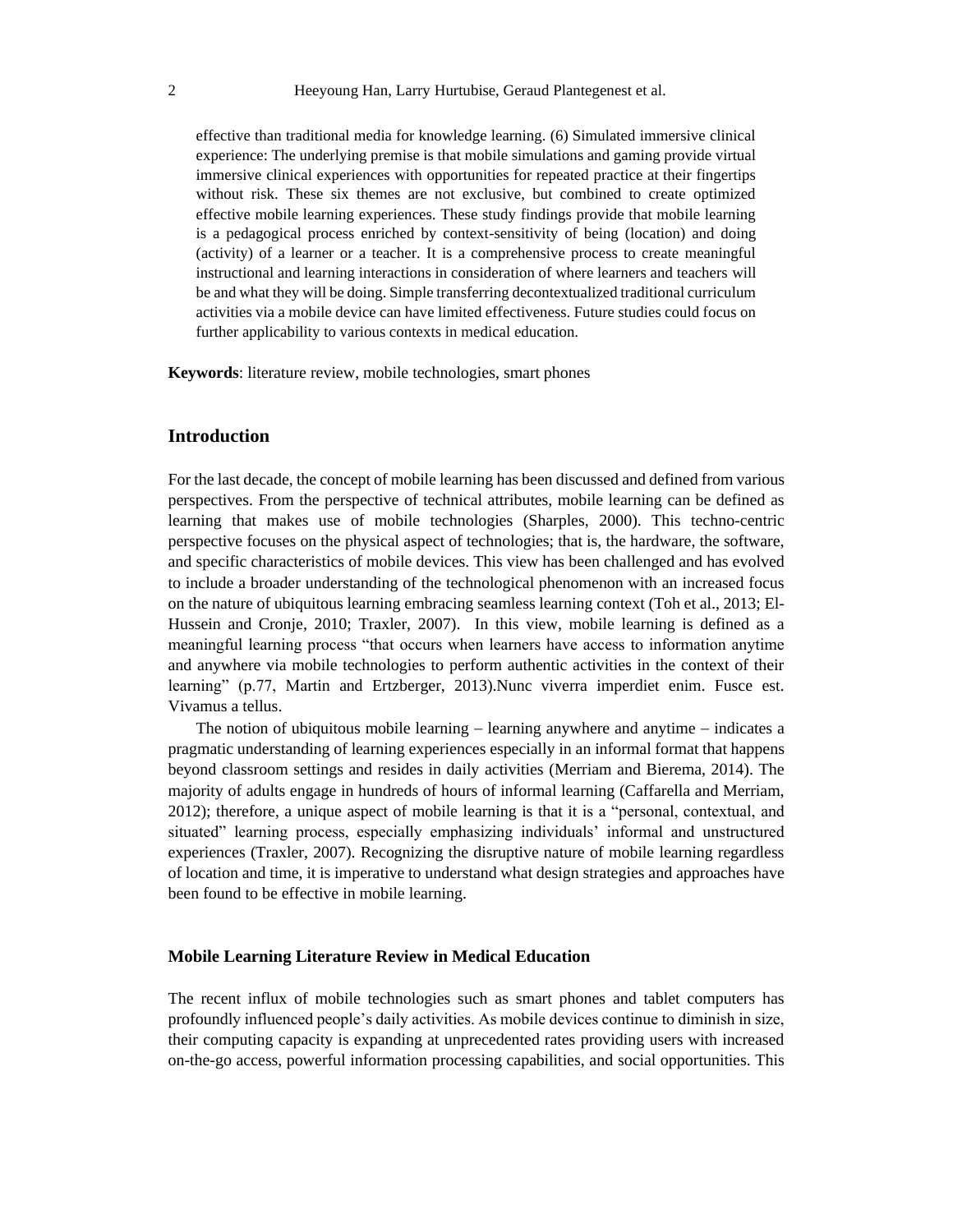effective than traditional media for knowledge learning. (6) Simulated immersive clinical experience: The underlying premise is that mobile simulations and gaming provide virtual immersive clinical experiences with opportunities for repeated practice at their fingertips without risk. These six themes are not exclusive, but combined to create optimized effective mobile learning experiences. These study findings provide that mobile learning is a pedagogical process enriched by context-sensitivity of being (location) and doing (activity) of a learner or a teacher. It is a comprehensive process to create meaningful instructional and learning interactions in consideration of where learners and teachers will be and what they will be doing. Simple transferring decontextualized traditional curriculum activities via a mobile device can have limited effectiveness. Future studies could focus on further applicability to various contexts in medical education.

**Keywords**: literature review, mobile technologies, smart phones

## Introduction

For the last decade, the concept of mobile learning has been discussed and defined from various perspectives. From the perspective of technical attributes, mobile learning can be defined as learning that makes use of mobile technologies (Sharples, 2000). This techno-centric perspective focuses on the physical aspect of technologies; that is, the hardware, the software, and specific characteristics of mobile devices. This view has been challenged and has evolved to include a broader understanding of the technological phenomenon with an increased focus on the nature of ubiquitous learning embracing seamless learning context (Toh et al., 2013; El-Hussein and Cronje, 2010; Traxler, 2007). In this view, mobile learning is defined as a meaningful learning process "that occurs when learners have access to information anytime and anywhere via mobile technologies to perform authentic activities in the context of their learning" (p.77, Martin and Ertzberger, 2013).Nunc viverra imperdiet enim. Fusce est. Vivamus a tellus.

The notion of ubiquitous mobile learning – learning anywhere and anytime – indicates a pragmatic understanding of learning experiences especially in an informal format that happens beyond classroom settings and resides in daily activities (Merriam and Bierema, 2014). The majority of adults engage in hundreds of hours of informal learning (Caffarella and Merriam, 2012); therefore, a unique aspect of mobile learning is that it is a "personal, contextual, and situated" learning process, especially emphasizing individuals' informal and unstructured experiences (Traxler, 2007). Recognizing the disruptive nature of mobile learning regardless of location and time, it is imperative to understand what design strategies and approaches have been found to be effective in mobile learning.

### Mobile Learning Literature Review in Medical Education

The recent influx of mobile technologies such as smart phones and tablet computers has profoundly influenced people's daily activities. As mobile devices continue to diminish in size, their computing capacity is expanding at unprecedented rates providing users with increased on-the-go access, powerful information processing capabilities, and social opportunities. This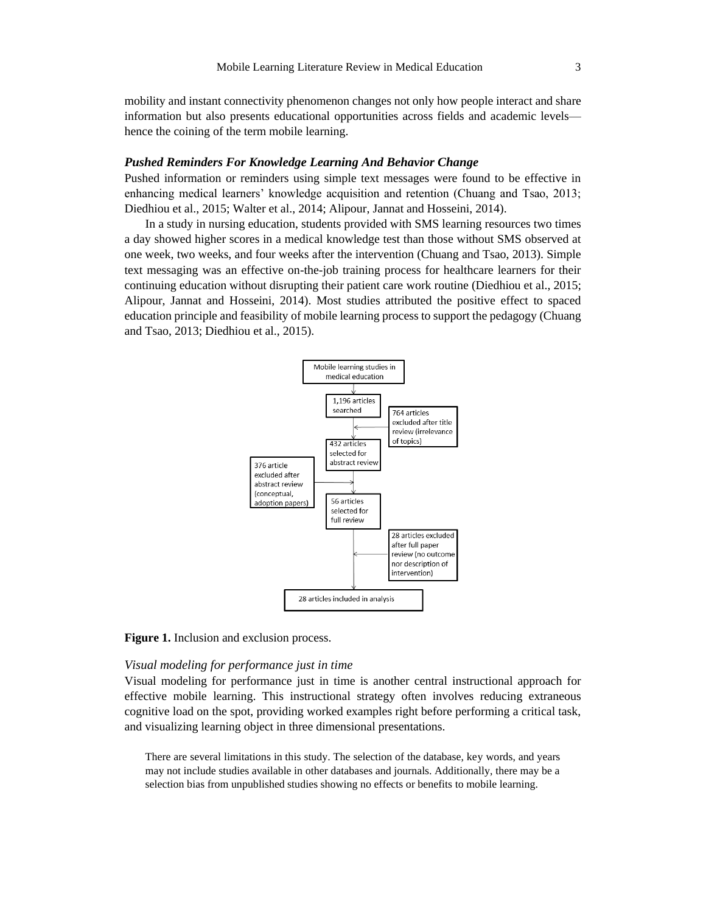mobility and instant connectivity phenomenon changes not only how people interact and share information but also presents educational opportunities across fields and academic levels—hence the coining of the term mobile learning.

### *Pushed Reminders For Knowledge Learning And Behavior Change*

Pushed information or reminders using simple text messages were found to be effective in enhancing medical learners' knowledge acquisition and retention (Chuang and Tsao, 2013; Diedhiou et al., 2015; Walter et al., 2014; Alipour, Jannat and Hosseini, 2014).

In a study in nursing education, students provided with SMS learning resources two times a day showed higher scores in a medical knowledge test than those without SMS observed at one week, two weeks, and four weeks after the intervention (Chuang and Tsao, 2013). Simple text messaging was an effective on-the-job training process for healthcare learners for their continuing education without disrupting their patient care work routine (Diedhiou et al., 2015; Alipour, Jannat and Hosseini, 2014). Most studies attributed the positive effect to spaced education principle and feasibility of mobile learning process to support the pedagogy (Chuang and Tsao, 2013; Diedhiou et al., 2015).

Mobile learning studies in medical education

1,196 articles searched

764 articles excluded after title review (irrelevance of topics)

432 articles selected for abstract review

376 article excluded after abstract review (conceptual, adoption papers)

56 articles selected for full review

28 articles excluded after full paper review (no outcome nor description of intervention)

28 articles included in analysis

**Figure 1.** Inclusion and exclusion process.

#### *Visual modeling for performance just in time*

Visual modeling for performance just in time is another central instructional approach for effective mobile learning. This instructional strategy often involves reducing extraneous cognitive load on the spot, providing worked examples right before performing a critical task, and visualizing learning object in three dimensional presentations.

There are several limitations in this study. The selection of the database, key words, and years may not include studies available in other databases and journals. Additionally, there may be a selection bias from unpublished studies showing no effects or benefits to mobile learning.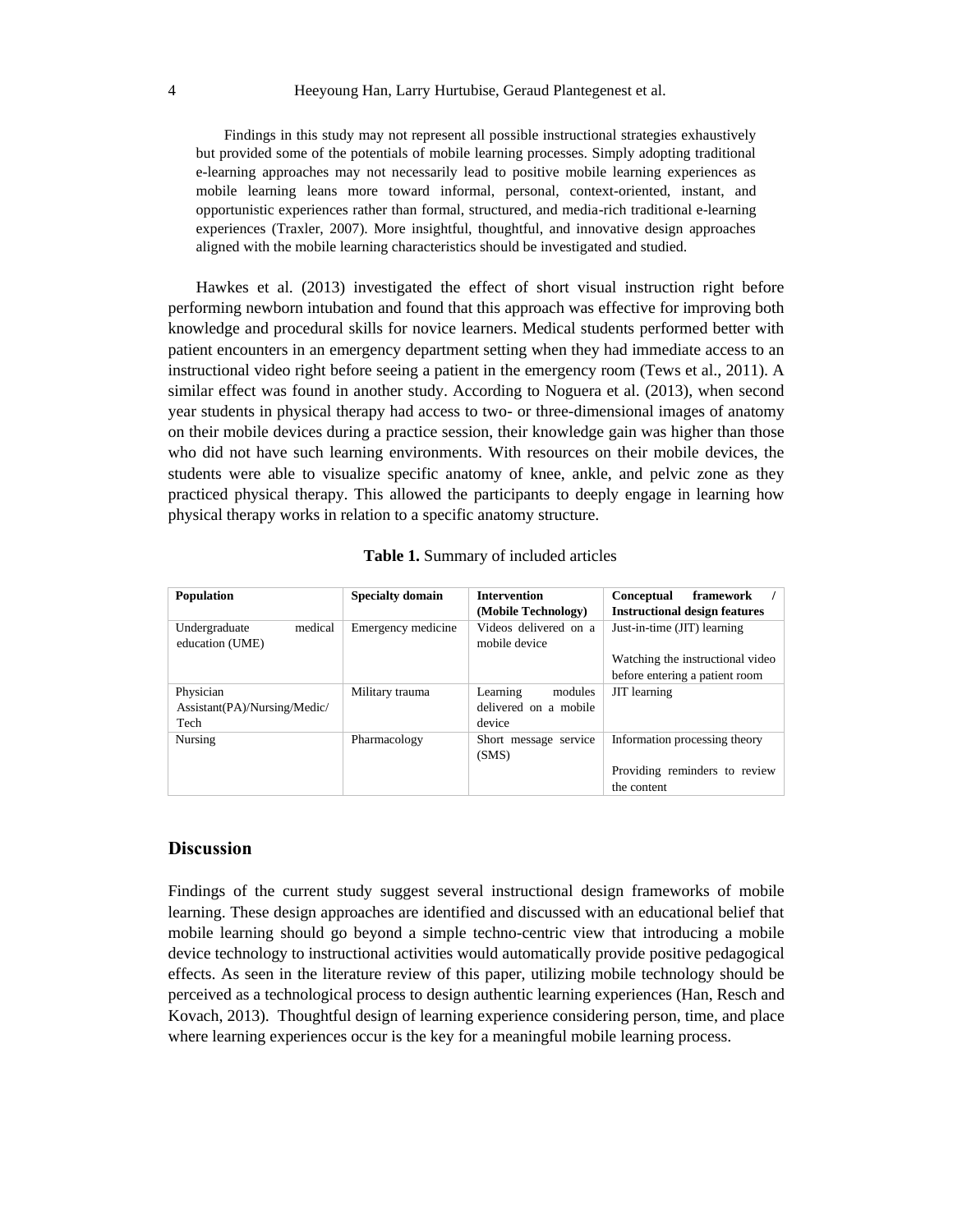Findings in this study may not represent all possible instructional strategies exhaustively but provided some of the potentials of mobile learning processes. Simply adopting traditional e-learning approaches may not necessarily lead to positive mobile learning experiences as mobile learning leans more toward informal, personal, context-oriented, instant, and opportunistic experiences rather than formal, structured, and media-rich traditional e-learning experiences (Traxler, 2007). More insightful, thoughtful, and innovative design approaches aligned with the mobile learning characteristics should be investigated and studied.

Hawkes et al. (2013) investigated the effect of short visual instruction right before performing newborn intubation and found that this approach was effective for improving both knowledge and procedural skills for novice learners. Medical students performed better with patient encounters in an emergency department setting when they had immediate access to an instructional video right before seeing a patient in the emergency room (Tews et al., 2011). A similar effect was found in another study. According to Noguera et al. (2013), when second year students in physical therapy had access to two- or three-dimensional images of anatomy on their mobile devices during a practice session, their knowledge gain was higher than those who did not have such learning environments. With resources on their mobile devices, the students were able to visualize specific anatomy of knee, ankle, and pelvic zone as they practiced physical therapy. This allowed the participants to deeply engage in learning how physical therapy works in relation to a specific anatomy structure.

**Table 1.** Summary of included articles

| Population | Specialty domain | Intervention (Mobile Technology) | Conceptual framework / Instructional design features |
|---|---|---|---|
| Undergraduate medical education (UME) | Emergency medicine | Videos delivered on a mobile device | Just-in-time (JIT) learning<br><br>Watching the instructional video before entering a patient room |
| Physician Assistant(PA)/Nursing/Medic/Tech | Military trauma | Learning modules delivered on a mobile device | JIT learning |
| Nursing | Pharmacology | Short message service (SMS) | Information processing theory<br><br>Providing reminders to review the content |

## Discussion

Findings of the current study suggest several instructional design frameworks of mobile learning. These design approaches are identified and discussed with an educational belief that mobile learning should go beyond a simple techno-centric view that introducing a mobile device technology to instructional activities would automatically provide positive pedagogical effects. As seen in the literature review of this paper, utilizing mobile technology should be perceived as a technological process to design authentic learning experiences (Han, Resch and Kovach, 2013). Thoughtful design of learning experience considering person, time, and place where learning experiences occur is the key for a meaningful mobile learning process.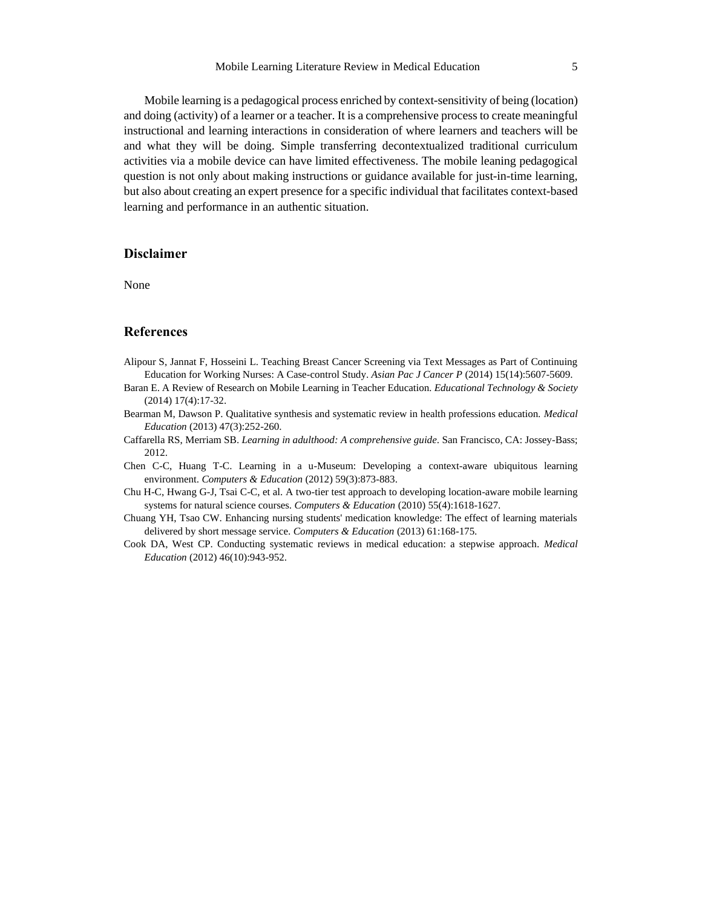Mobile learning is a pedagogical process enriched by context-sensitivity of being (location) and doing (activity) of a learner or a teacher. It is a comprehensive process to create meaningful instructional and learning interactions in consideration of where learners and teachers will be and what they will be doing. Simple transferring decontextualized traditional curriculum activities via a mobile device can have limited effectiveness. The mobile leaning pedagogical question is not only about making instructions or guidance available for just-in-time learning, but also about creating an expert presence for a specific individual that facilitates context-based learning and performance in an authentic situation.

## Disclaimer

None

## References

Alipour S, Jannat F, Hosseini L. Teaching Breast Cancer Screening via Text Messages as Part of Continuing Education for Working Nurses: A Case-control Study. *Asian Pac J Cancer P* (2014) 15(14):5607-5609.

Baran E. A Review of Research on Mobile Learning in Teacher Education. *Educational Technology & Society* (2014) 17(4):17-32.

Bearman M, Dawson P. Qualitative synthesis and systematic review in health professions education. *Medical Education* (2013) 47(3):252-260.

Caffarella RS, Merriam SB. *Learning in adulthood: A comprehensive guide*. San Francisco, CA: Jossey-Bass; 2012.

Chen C-C, Huang T-C. Learning in a u-Museum: Developing a context-aware ubiquitous learning environment. *Computers & Education* (2012) 59(3):873-883.

Chu H-C, Hwang G-J, Tsai C-C, et al. A two-tier test approach to developing location-aware mobile learning systems for natural science courses. *Computers & Education* (2010) 55(4):1618-1627.

Chuang YH, Tsao CW. Enhancing nursing students' medication knowledge: The effect of learning materials delivered by short message service. *Computers & Education* (2013) 61:168-175.

Cook DA, West CP. Conducting systematic reviews in medical education: a stepwise approach. *Medical Education* (2012) 46(10):943-952.